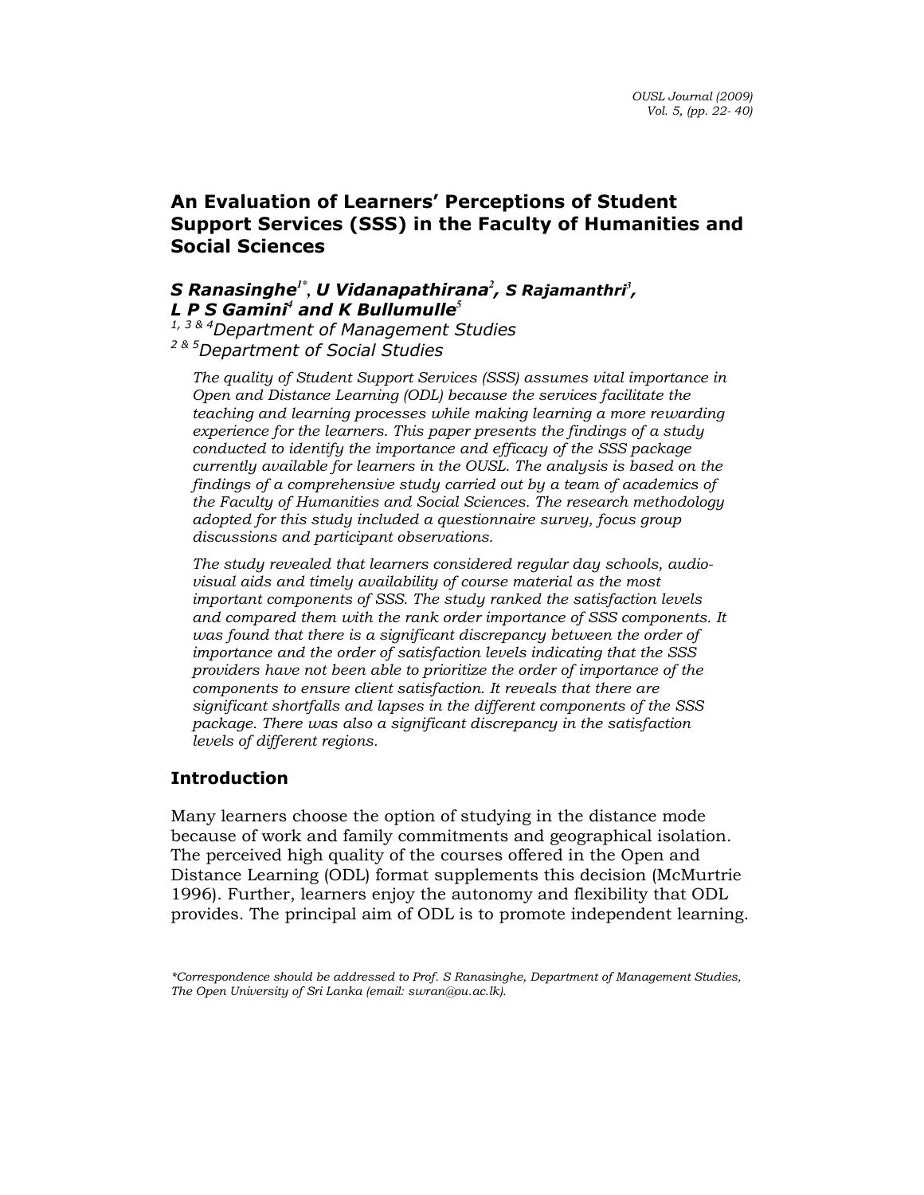# An Evaluation of Learners' Perceptions of Student Support Services (SSS) in the Faculty of Humanities and Social Sciences

***S Ranasinghe**[1*], **U Vidanapathirana**[2], **S Rajamanthri**[3], **L P S Gamini**[4] **and K Bullumulle**[5]*

[1, 3 & 4]*Department of Management Studies*

[2 & 5]*Department of Social Studies*

*The quality of Student Support Services (SSS) assumes vital importance in Open and Distance Learning (ODL) because the services facilitate the teaching and learning processes while making learning a more rewarding experience for the learners. This paper presents the findings of a study conducted to identify the importance and efficacy of the SSS package currently available for learners in the OUSL. The analysis is based on the findings of a comprehensive study carried out by a team of academics of the Faculty of Humanities and Social Sciences. The research methodology adopted for this study included a questionnaire survey, focus group discussions and participant observations.*

*The study revealed that learners considered regular day schools, audio-visual aids and timely availability of course material as the most important components of SSS. The study ranked the satisfaction levels and compared them with the rank order importance of SSS components. It was found that there is a significant discrepancy between the order of importance and the order of satisfaction levels indicating that the SSS providers have not been able to prioritize the order of importance of the components to ensure client satisfaction. It reveals that there are significant shortfalls and lapses in the different components of the SSS package. There was also a significant discrepancy in the satisfaction levels of different regions.*

## Introduction

Many learners choose the option of studying in the distance mode because of work and family commitments and geographical isolation. The perceived high quality of the courses offered in the Open and Distance Learning (ODL) format supplements this decision (McMurtrie 1996). Further, learners enjoy the autonomy and flexibility that ODL provides. The principal aim of ODL is to promote independent learning.

*\*Correspondence should be addressed to Prof. S Ranasinghe, Department of Management Studies, The Open University of Sri Lanka (email: swran@ou.ac.lk).*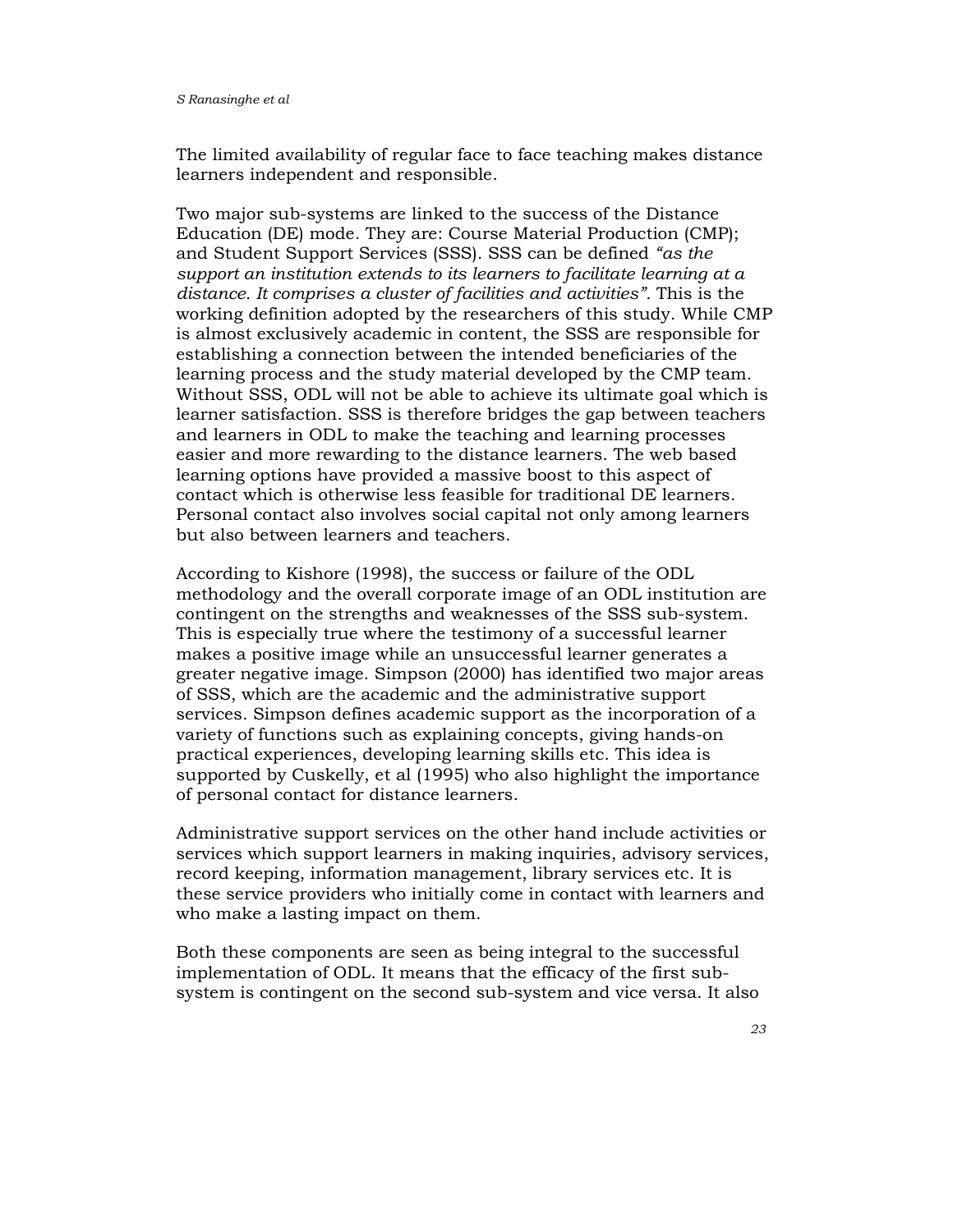The limited availability of regular face to face teaching makes distance learners independent and responsible.

Two major sub-systems are linked to the success of the Distance Education (DE) mode. They are: Course Material Production (CMP); and Student Support Services (SSS). SSS can be defined *"as the support an institution extends to its learners to facilitate learning at a distance. It comprises a cluster of facilities and activities"*. This is the working definition adopted by the researchers of this study. While CMP is almost exclusively academic in content, the SSS are responsible for establishing a connection between the intended beneficiaries of the learning process and the study material developed by the CMP team. Without SSS, ODL will not be able to achieve its ultimate goal which is learner satisfaction. SSS is therefore bridges the gap between teachers and learners in ODL to make the teaching and learning processes easier and more rewarding to the distance learners. The web based learning options have provided a massive boost to this aspect of contact which is otherwise less feasible for traditional DE learners. Personal contact also involves social capital not only among learners but also between learners and teachers.

According to Kishore (1998), the success or failure of the ODL methodology and the overall corporate image of an ODL institution are contingent on the strengths and weaknesses of the SSS sub-system. This is especially true where the testimony of a successful learner makes a positive image while an unsuccessful learner generates a greater negative image. Simpson (2000) has identified two major areas of SSS, which are the academic and the administrative support services. Simpson defines academic support as the incorporation of a variety of functions such as explaining concepts, giving hands-on practical experiences, developing learning skills etc. This idea is supported by Cuskelly, et al (1995) who also highlight the importance of personal contact for distance learners.

Administrative support services on the other hand include activities or services which support learners in making inquiries, advisory services, record keeping, information management, library services etc. It is these service providers who initially come in contact with learners and who make a lasting impact on them.

Both these components are seen as being integral to the successful implementation of ODL. It means that the efficacy of the first sub-system is contingent on the second sub-system and vice versa. It also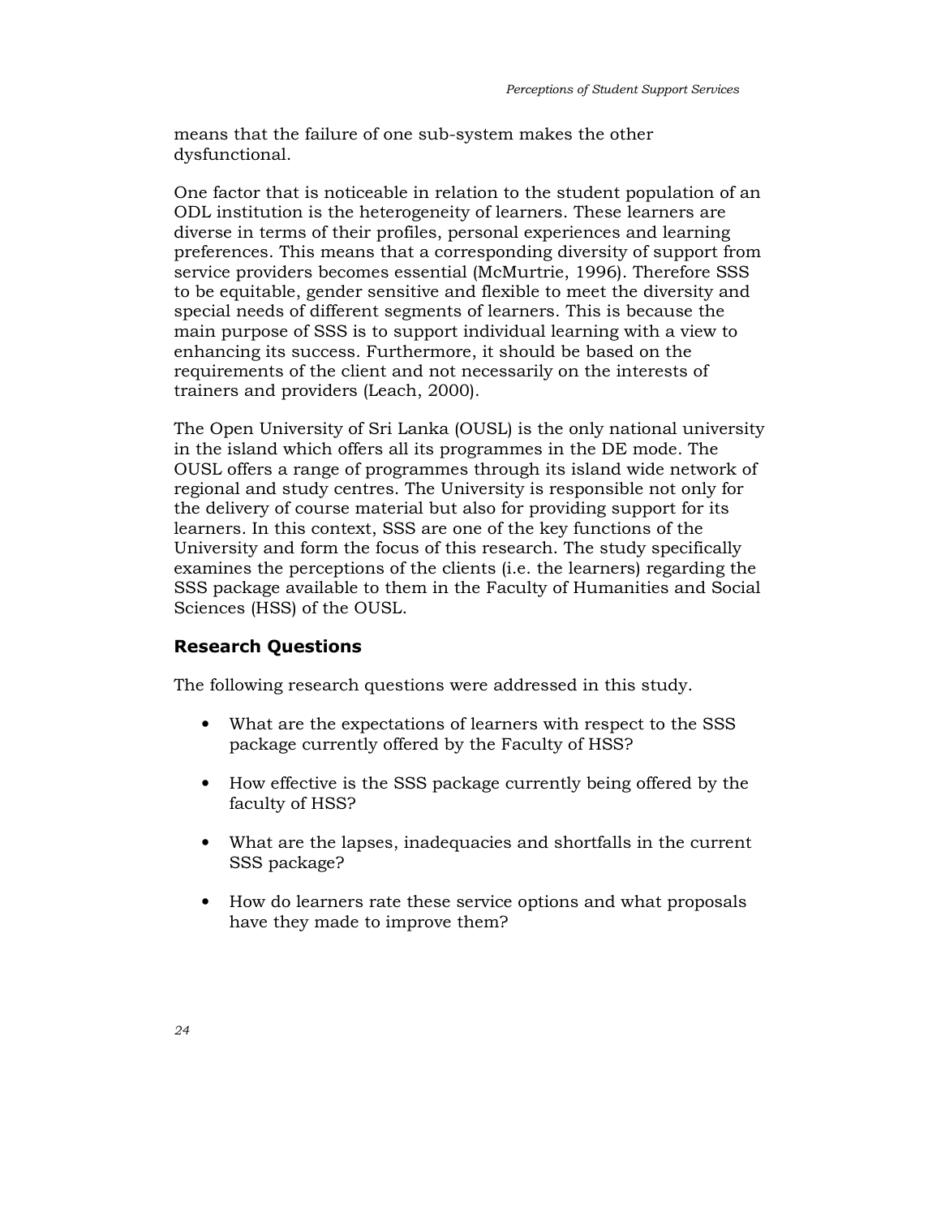means that the failure of one sub-system makes the other dysfunctional.

One factor that is noticeable in relation to the student population of an ODL institution is the heterogeneity of learners. These learners are diverse in terms of their profiles, personal experiences and learning preferences. This means that a corresponding diversity of support from service providers becomes essential (McMurtrie, 1996). Therefore SSS to be equitable, gender sensitive and flexible to meet the diversity and special needs of different segments of learners. This is because the main purpose of SSS is to support individual learning with a view to enhancing its success. Furthermore, it should be based on the requirements of the client and not necessarily on the interests of trainers and providers (Leach, 2000).

The Open University of Sri Lanka (OUSL) is the only national university in the island which offers all its programmes in the DE mode. The OUSL offers a range of programmes through its island wide network of regional and study centres. The University is responsible not only for the delivery of course material but also for providing support for its learners. In this context, SSS are one of the key functions of the University and form the focus of this research. The study specifically examines the perceptions of the clients (i.e. the learners) regarding the SSS package available to them in the Faculty of Humanities and Social Sciences (HSS) of the OUSL.

## Research Questions

The following research questions were addressed in this study.

- What are the expectations of learners with respect to the SSS package currently offered by the Faculty of HSS?
- How effective is the SSS package currently being offered by the faculty of HSS?
- What are the lapses, inadequacies and shortfalls in the current SSS package?
- How do learners rate these service options and what proposals have they made to improve them?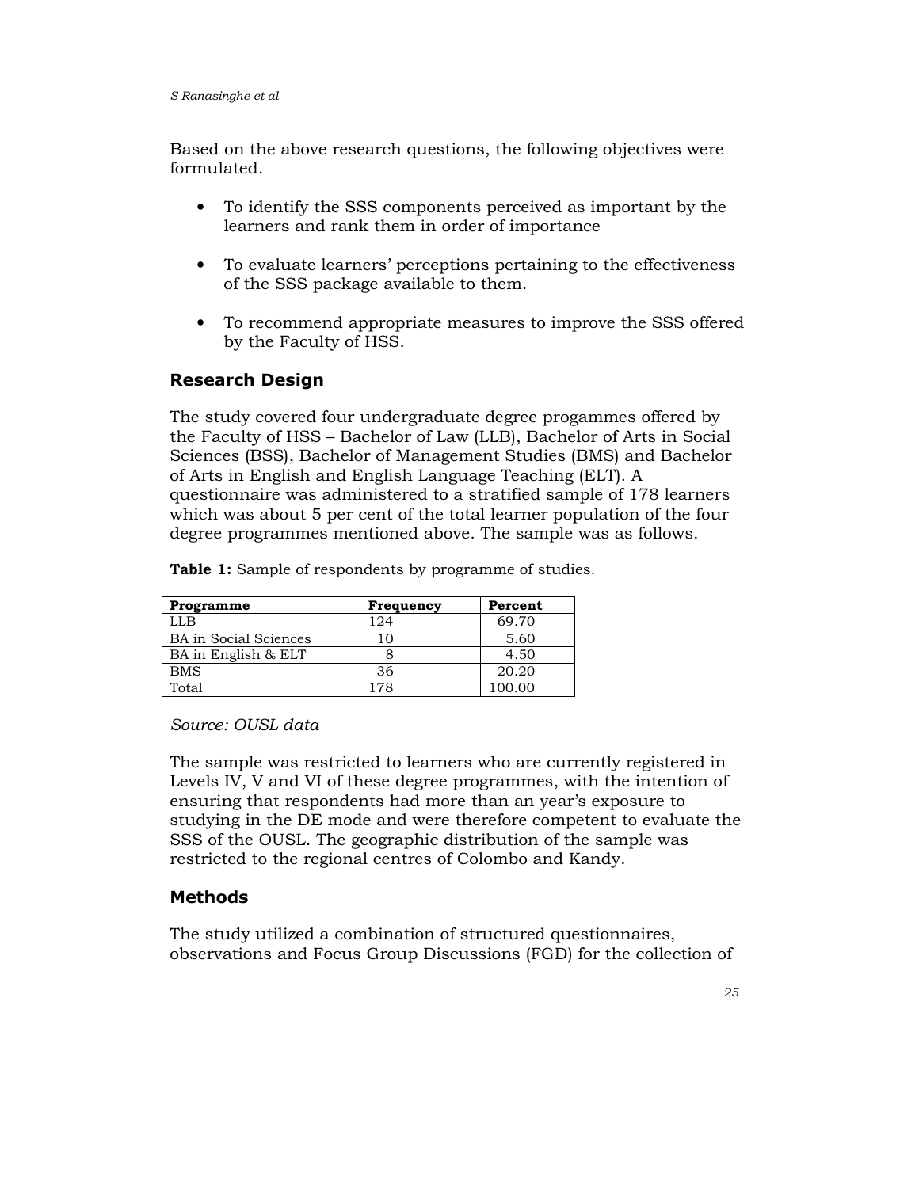Based on the above research questions, the following objectives were formulated.

- To identify the SSS components perceived as important by the learners and rank them in order of importance
- To evaluate learners' perceptions pertaining to the effectiveness of the SSS package available to them.
- To recommend appropriate measures to improve the SSS offered by the Faculty of HSS.

## Research Design

The study covered four undergraduate degree progammes offered by the Faculty of HSS – Bachelor of Law (LLB), Bachelor of Arts in Social Sciences (BSS), Bachelor of Management Studies (BMS) and Bachelor of Arts in English and English Language Teaching (ELT). A questionnaire was administered to a stratified sample of 178 learners which was about 5 per cent of the total learner population of the four degree programmes mentioned above. The sample was as follows.

**Table 1:** Sample of respondents by programme of studies.

| Programme | Frequency | Percent |
|---|---|---|
| LLB | 124 | 69.70 |
| BA in Social Sciences | 10 | 5.60 |
| BA in English & ELT | 8 | 4.50 |
| BMS | 36 | 20.20 |
| Total | 178 | 100.00 |

*Source: OUSL data*

The sample was restricted to learners who are currently registered in Levels IV, V and VI of these degree programmes, with the intention of ensuring that respondents had more than an year's exposure to studying in the DE mode and were therefore competent to evaluate the SSS of the OUSL. The geographic distribution of the sample was restricted to the regional centres of Colombo and Kandy.

## Methods

The study utilized a combination of structured questionnaires, observations and Focus Group Discussions (FGD) for the collection of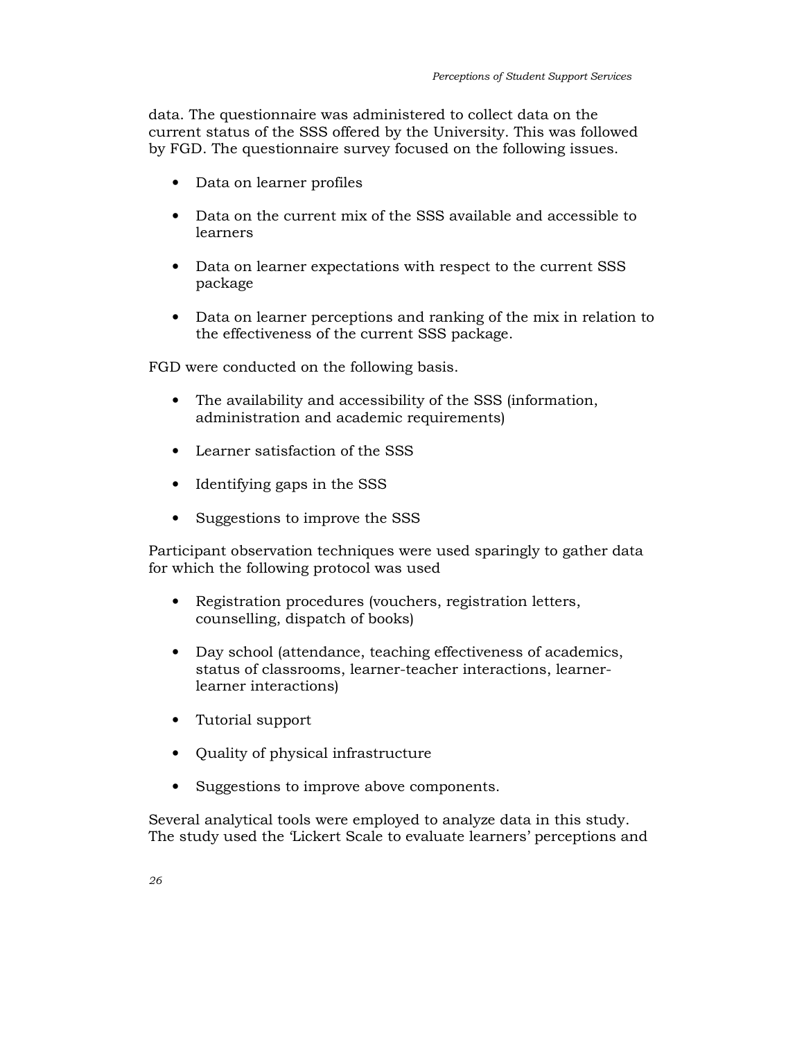data. The questionnaire was administered to collect data on the current status of the SSS offered by the University. This was followed by FGD. The questionnaire survey focused on the following issues.

- Data on learner profiles
- Data on the current mix of the SSS available and accessible to learners
- Data on learner expectations with respect to the current SSS package
- Data on learner perceptions and ranking of the mix in relation to the effectiveness of the current SSS package.

FGD were conducted on the following basis.

- The availability and accessibility of the SSS (information, administration and academic requirements)
- Learner satisfaction of the SSS
- Identifying gaps in the SSS
- Suggestions to improve the SSS

Participant observation techniques were used sparingly to gather data for which the following protocol was used

- Registration procedures (vouchers, registration letters, counselling, dispatch of books)
- Day school (attendance, teaching effectiveness of academics, status of classrooms, learner-teacher interactions, learner-learner interactions)
- Tutorial support
- Quality of physical infrastructure
- Suggestions to improve above components.

Several analytical tools were employed to analyze data in this study. The study used the 'Lickert Scale to evaluate learners' perceptions and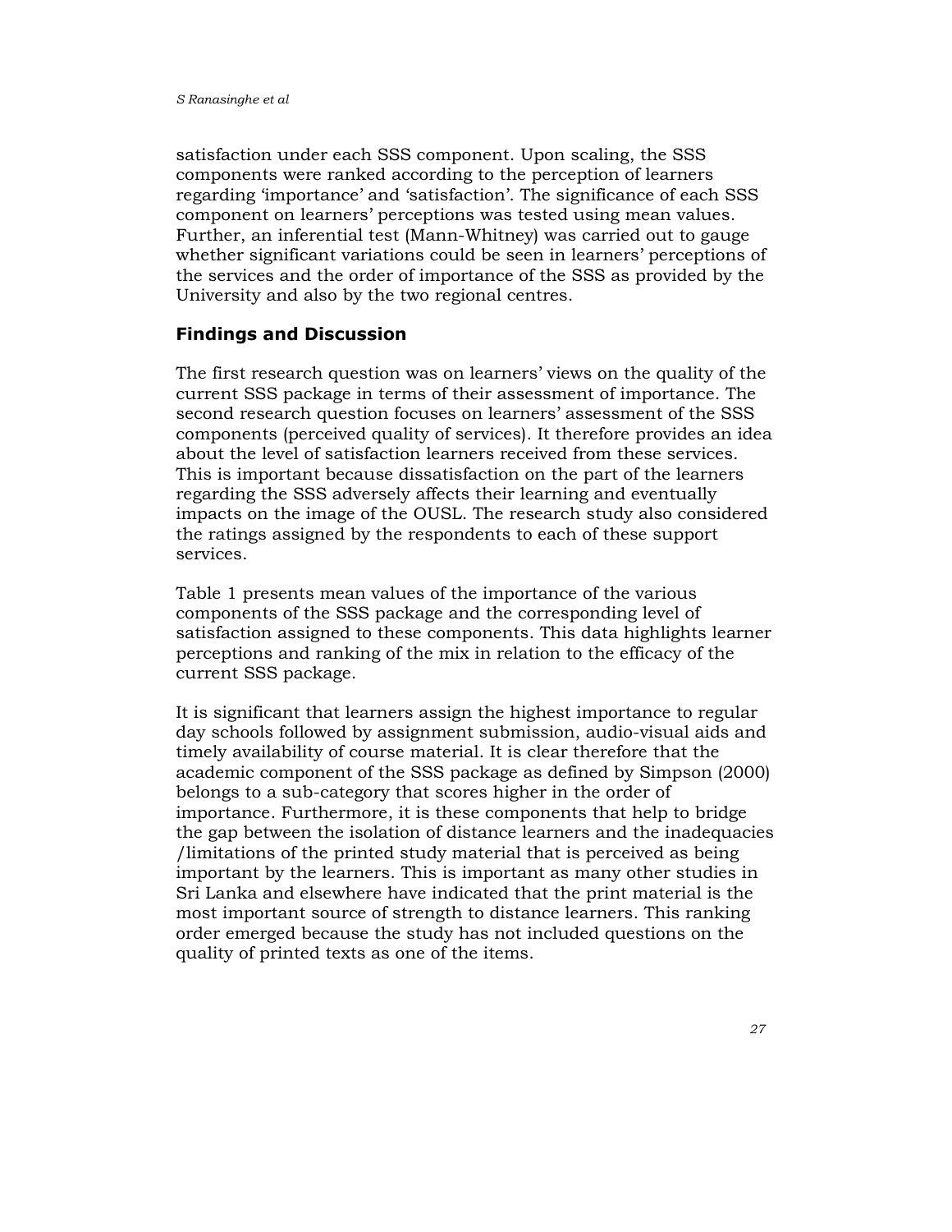satisfaction under each SSS component. Upon scaling, the SSS components were ranked according to the perception of learners regarding 'importance' and 'satisfaction'. The significance of each SSS component on learners' perceptions was tested using mean values. Further, an inferential test (Mann-Whitney) was carried out to gauge whether significant variations could be seen in learners' perceptions of the services and the order of importance of the SSS as provided by the University and also by the two regional centres.

## Findings and Discussion

The first research question was on learners' views on the quality of the current SSS package in terms of their assessment of importance. The second research question focuses on learners' assessment of the SSS components (perceived quality of services). It therefore provides an idea about the level of satisfaction learners received from these services. This is important because dissatisfaction on the part of the learners regarding the SSS adversely affects their learning and eventually impacts on the image of the OUSL. The research study also considered the ratings assigned by the respondents to each of these support services.

Table 1 presents mean values of the importance of the various components of the SSS package and the corresponding level of satisfaction assigned to these components. This data highlights learner perceptions and ranking of the mix in relation to the efficacy of the current SSS package.

It is significant that learners assign the highest importance to regular day schools followed by assignment submission, audio-visual aids and timely availability of course material. It is clear therefore that the academic component of the SSS package as defined by Simpson (2000) belongs to a sub-category that scores higher in the order of importance. Furthermore, it is these components that help to bridge the gap between the isolation of distance learners and the inadequacies /limitations of the printed study material that is perceived as being important by the learners. This is important as many other studies in Sri Lanka and elsewhere have indicated that the print material is the most important source of strength to distance learners. This ranking order emerged because the study has not included questions on the quality of printed texts as one of the items.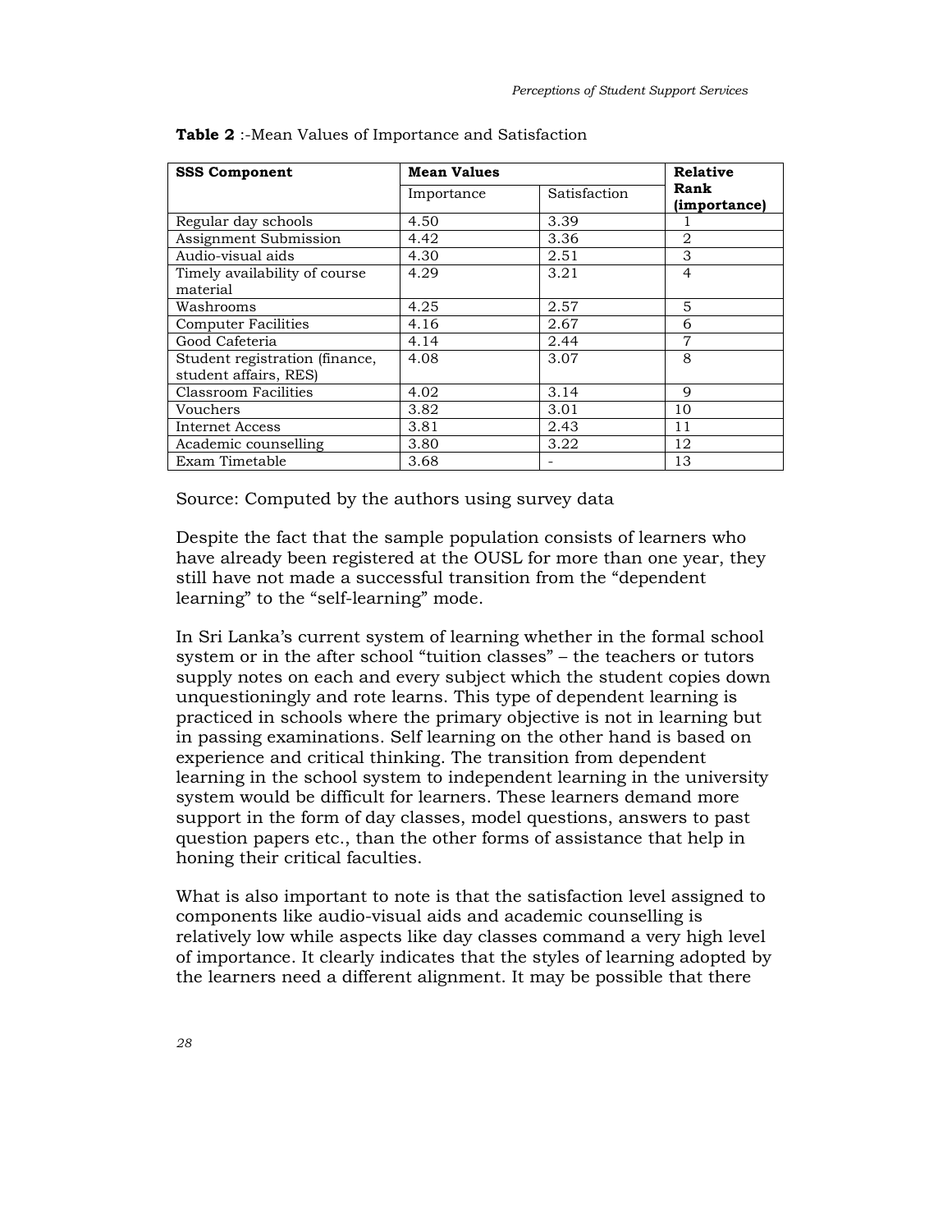**Table 2** :-Mean Values of Importance and Satisfaction

| SSS Component | Mean Values | | Relative Rank (importance) |
|---|---|---|---|
| | Importance | Satisfaction | |
| Regular day schools | 4.50 | 3.39 | 1 |
| Assignment Submission | 4.42 | 3.36 | 2 |
| Audio-visual aids | 4.30 | 2.51 | 3 |
| Timely availability of course material | 4.29 | 3.21 | 4 |
| Washrooms | 4.25 | 2.57 | 5 |
| Computer Facilities | 4.16 | 2.67 | 6 |
| Good Cafeteria | 4.14 | 2.44 | 7 |
| Student registration (finance, student affairs, RES) | 4.08 | 3.07 | 8 |
| Classroom Facilities | 4.02 | 3.14 | 9 |
| Vouchers | 3.82 | 3.01 | 10 |
| Internet Access | 3.81 | 2.43 | 11 |
| Academic counselling | 3.80 | 3.22 | 12 |
| Exam Timetable | 3.68 | - | 13 |

Source: Computed by the authors using survey data

Despite the fact that the sample population consists of learners who have already been registered at the OUSL for more than one year, they still have not made a successful transition from the "dependent learning" to the "self-learning" mode.

In Sri Lanka's current system of learning whether in the formal school system or in the after school "tuition classes" – the teachers or tutors supply notes on each and every subject which the student copies down unquestioningly and rote learns. This type of dependent learning is practiced in schools where the primary objective is not in learning but in passing examinations. Self learning on the other hand is based on experience and critical thinking. The transition from dependent learning in the school system to independent learning in the university system would be difficult for learners. These learners demand more support in the form of day classes, model questions, answers to past question papers etc., than the other forms of assistance that help in honing their critical faculties.

What is also important to note is that the satisfaction level assigned to components like audio-visual aids and academic counselling is relatively low while aspects like day classes command a very high level of importance. It clearly indicates that the styles of learning adopted by the learners need a different alignment. It may be possible that there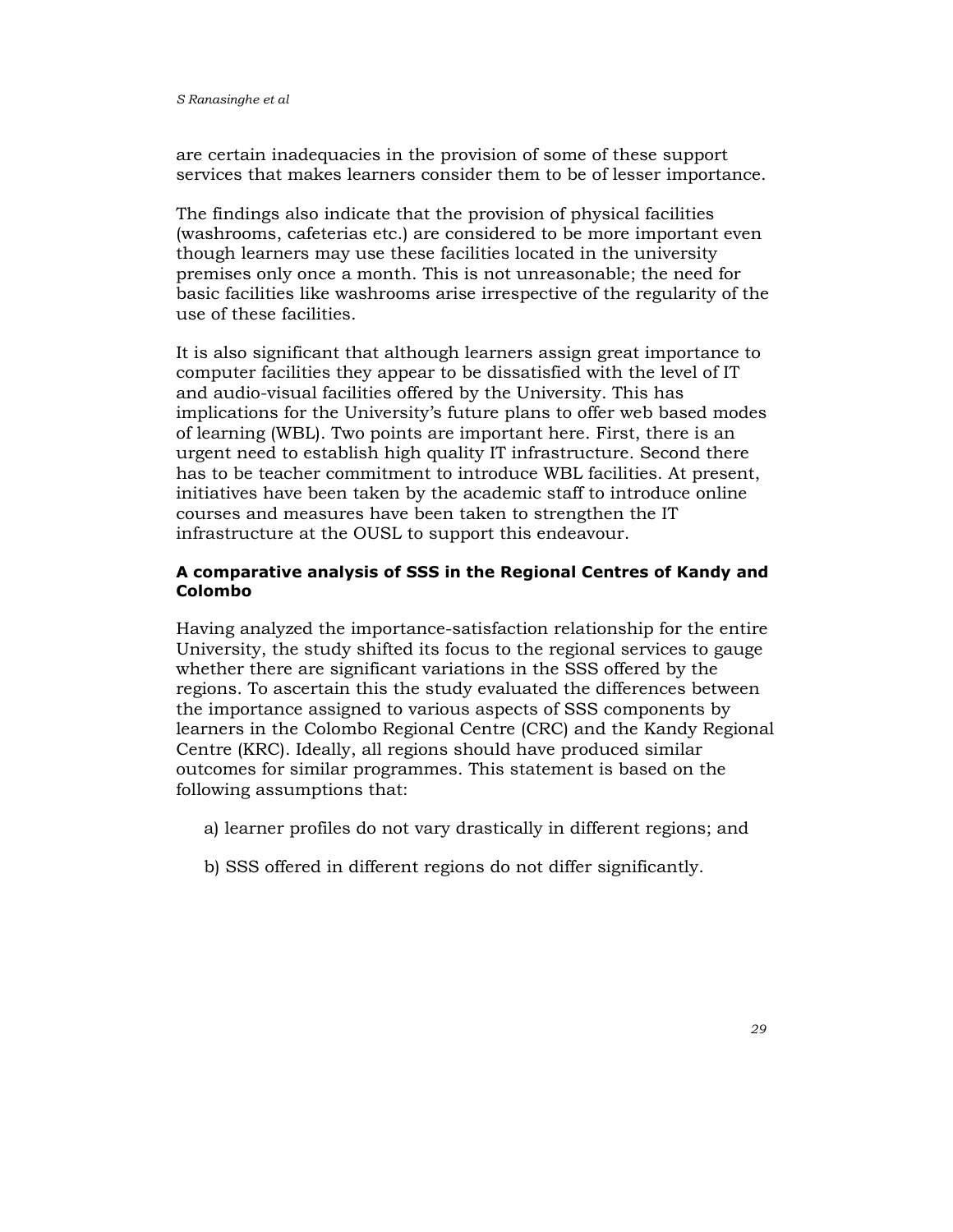are certain inadequacies in the provision of some of these support services that makes learners consider them to be of lesser importance.

The findings also indicate that the provision of physical facilities (washrooms, cafeterias etc.) are considered to be more important even though learners may use these facilities located in the university premises only once a month. This is not unreasonable; the need for basic facilities like washrooms arise irrespective of the regularity of the use of these facilities.

It is also significant that although learners assign great importance to computer facilities they appear to be dissatisfied with the level of IT and audio-visual facilities offered by the University. This has implications for the University's future plans to offer web based modes of learning (WBL). Two points are important here. First, there is an urgent need to establish high quality IT infrastructure. Second there has to be teacher commitment to introduce WBL facilities. At present, initiatives have been taken by the academic staff to introduce online courses and measures have been taken to strengthen the IT infrastructure at the OUSL to support this endeavour.

### A comparative analysis of SSS in the Regional Centres of Kandy and Colombo

Having analyzed the importance-satisfaction relationship for the entire University, the study shifted its focus to the regional services to gauge whether there are significant variations in the SSS offered by the regions. To ascertain this the study evaluated the differences between the importance assigned to various aspects of SSS components by learners in the Colombo Regional Centre (CRC) and the Kandy Regional Centre (KRC). Ideally, all regions should have produced similar outcomes for similar programmes. This statement is based on the following assumptions that:

a) learner profiles do not vary drastically in different regions; and

b) SSS offered in different regions do not differ significantly.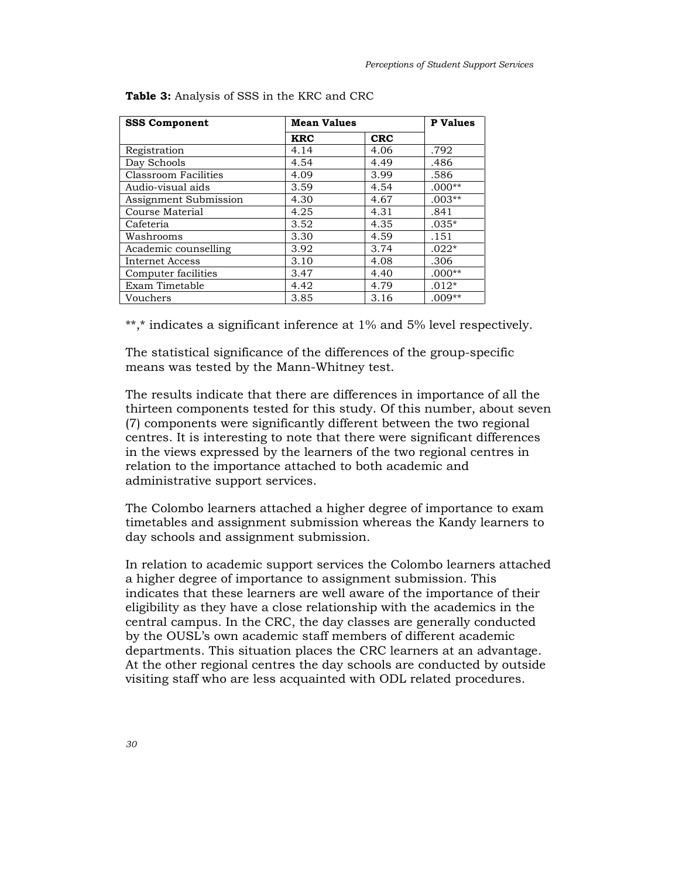**Table 3:** Analysis of SSS in the KRC and CRC

| SSS Component | Mean Values | | P Values |
|---|---|---|---|
| | KRC | CRC | |
| Registration | 4.14 | 4.06 | .792 |
| Day Schools | 4.54 | 4.49 | .486 |
| Classroom Facilities | 4.09 | 3.99 | .586 |
| Audio-visual aids | 3.59 | 4.54 | .000** |
| Assignment Submission | 4.30 | 4.67 | .003** |
| Course Material | 4.25 | 4.31 | .841 |
| Cafeteria | 3.52 | 4.35 | .035* |
| Washrooms | 3.30 | 4.59 | .151 |
| Academic counselling | 3.92 | 3.74 | .022* |
| Internet Access | 3.10 | 4.08 | .306 |
| Computer facilities | 3.47 | 4.40 | .000** |
| Exam Timetable | 4.42 | 4.79 | .012* |
| Vouchers | 3.85 | 3.16 | .009** |

**,* indicates a significant inference at 1% and 5% level respectively.

The statistical significance of the differences of the group-specific means was tested by the Mann-Whitney test.

The results indicate that there are differences in importance of all the thirteen components tested for this study. Of this number, about seven (7) components were significantly different between the two regional centres. It is interesting to note that there were significant differences in the views expressed by the learners of the two regional centres in relation to the importance attached to both academic and administrative support services.

The Colombo learners attached a higher degree of importance to exam timetables and assignment submission whereas the Kandy learners to day schools and assignment submission.

In relation to academic support services the Colombo learners attached a higher degree of importance to assignment submission. This indicates that these learners are well aware of the importance of their eligibility as they have a close relationship with the academics in the central campus. In the CRC, the day classes are generally conducted by the OUSL's own academic staff members of different academic departments. This situation places the CRC learners at an advantage. At the other regional centres the day schools are conducted by outside visiting staff who are less acquainted with ODL related procedures.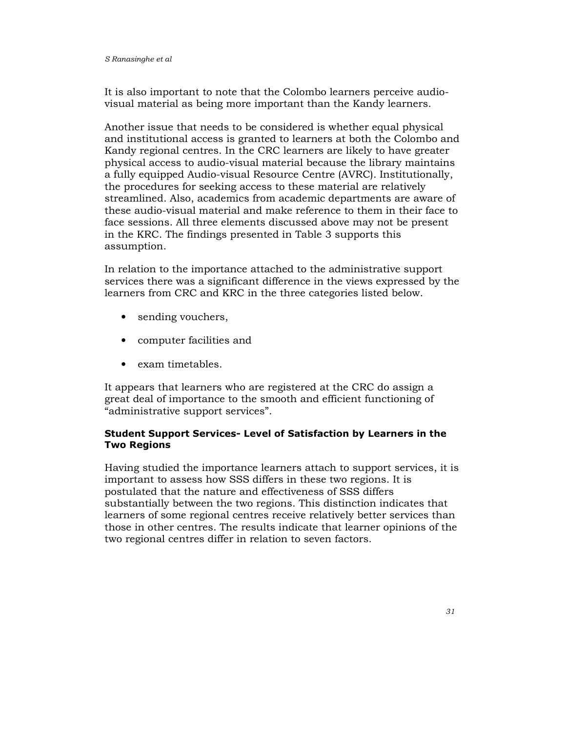It is also important to note that the Colombo learners perceive audio-visual material as being more important than the Kandy learners.

Another issue that needs to be considered is whether equal physical and institutional access is granted to learners at both the Colombo and Kandy regional centres. In the CRC learners are likely to have greater physical access to audio-visual material because the library maintains a fully equipped Audio-visual Resource Centre (AVRC). Institutionally, the procedures for seeking access to these material are relatively streamlined. Also, academics from academic departments are aware of these audio-visual material and make reference to them in their face to face sessions. All three elements discussed above may not be present in the KRC. The findings presented in Table 3 supports this assumption.

In relation to the importance attached to the administrative support services there was a significant difference in the views expressed by the learners from CRC and KRC in the three categories listed below.

- sending vouchers,
- computer facilities and
- exam timetables.

It appears that learners who are registered at the CRC do assign a great deal of importance to the smooth and efficient functioning of "administrative support services".

### Student Support Services- Level of Satisfaction by Learners in the Two Regions

Having studied the importance learners attach to support services, it is important to assess how SSS differs in these two regions. It is postulated that the nature and effectiveness of SSS differs substantially between the two regions. This distinction indicates that learners of some regional centres receive relatively better services than those in other centres. The results indicate that learner opinions of the two regional centres differ in relation to seven factors.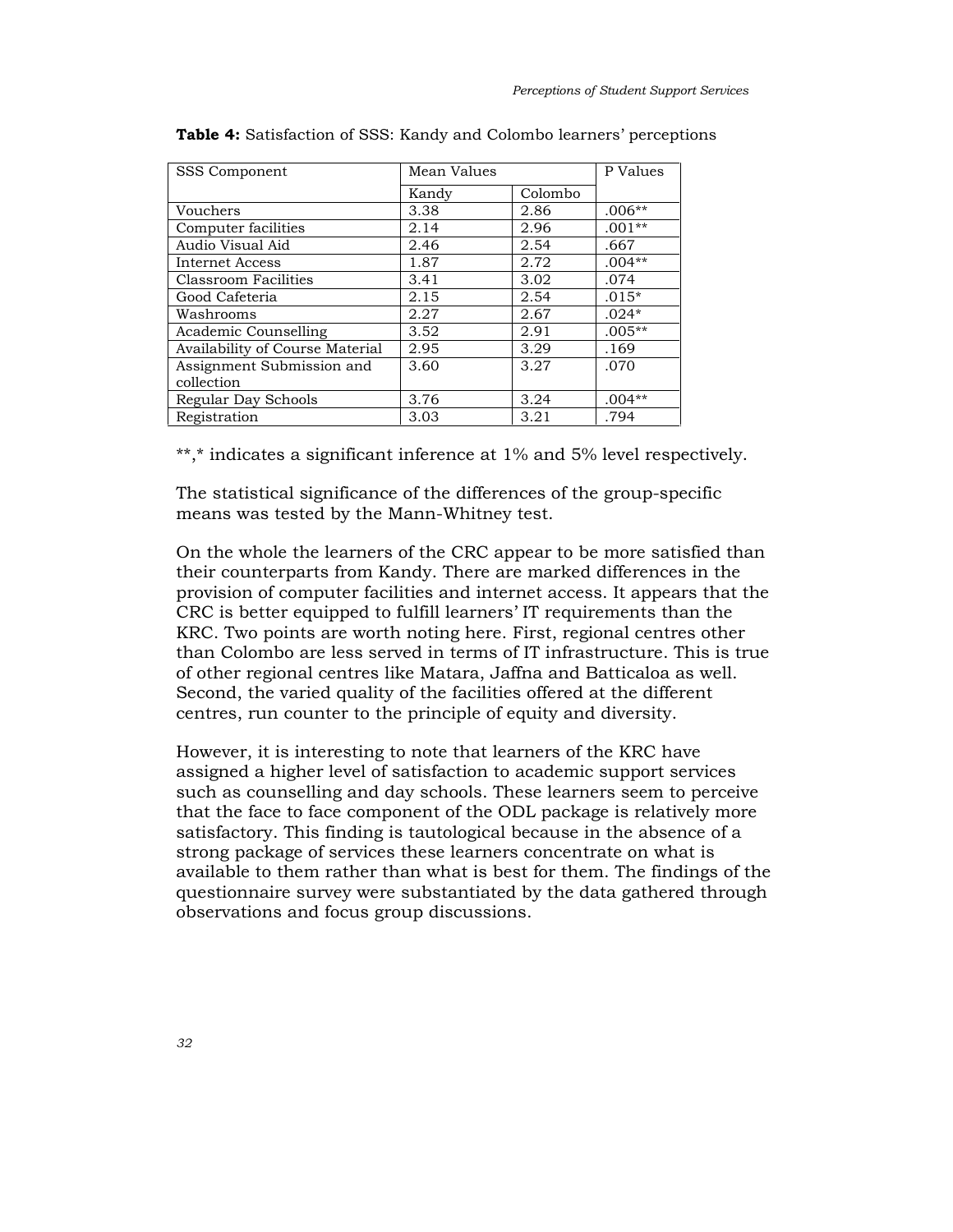**Table 4:** Satisfaction of SSS: Kandy and Colombo learners' perceptions

| SSS Component | Mean Values | | P Values |
|---|---|---|---|
| | Kandy | Colombo | |
| Vouchers | 3.38 | 2.86 | .006** |
| Computer facilities | 2.14 | 2.96 | .001** |
| Audio Visual Aid | 2.46 | 2.54 | .667 |
| Internet Access | 1.87 | 2.72 | .004** |
| Classroom Facilities | 3.41 | 3.02 | .074 |
| Good Cafeteria | 2.15 | 2.54 | .015* |
| Washrooms | 2.27 | 2.67 | .024* |
| Academic Counselling | 3.52 | 2.91 | .005** |
| Availability of Course Material | 2.95 | 3.29 | .169 |
| Assignment Submission and collection | 3.60 | 3.27 | .070 |
| Regular Day Schools | 3.76 | 3.24 | .004** |
| Registration | 3.03 | 3.21 | .794 |

**,* indicates a significant inference at 1% and 5% level respectively.

The statistical significance of the differences of the group-specific means was tested by the Mann-Whitney test.

On the whole the learners of the CRC appear to be more satisfied than their counterparts from Kandy. There are marked differences in the provision of computer facilities and internet access. It appears that the CRC is better equipped to fulfill learners' IT requirements than the KRC. Two points are worth noting here. First, regional centres other than Colombo are less served in terms of IT infrastructure. This is true of other regional centres like Matara, Jaffna and Batticaloa as well. Second, the varied quality of the facilities offered at the different centres, run counter to the principle of equity and diversity.

However, it is interesting to note that learners of the KRC have assigned a higher level of satisfaction to academic support services such as counselling and day schools. These learners seem to perceive that the face to face component of the ODL package is relatively more satisfactory. This finding is tautological because in the absence of a strong package of services these learners concentrate on what is available to them rather than what is best for them. The findings of the questionnaire survey were substantiated by the data gathered through observations and focus group discussions.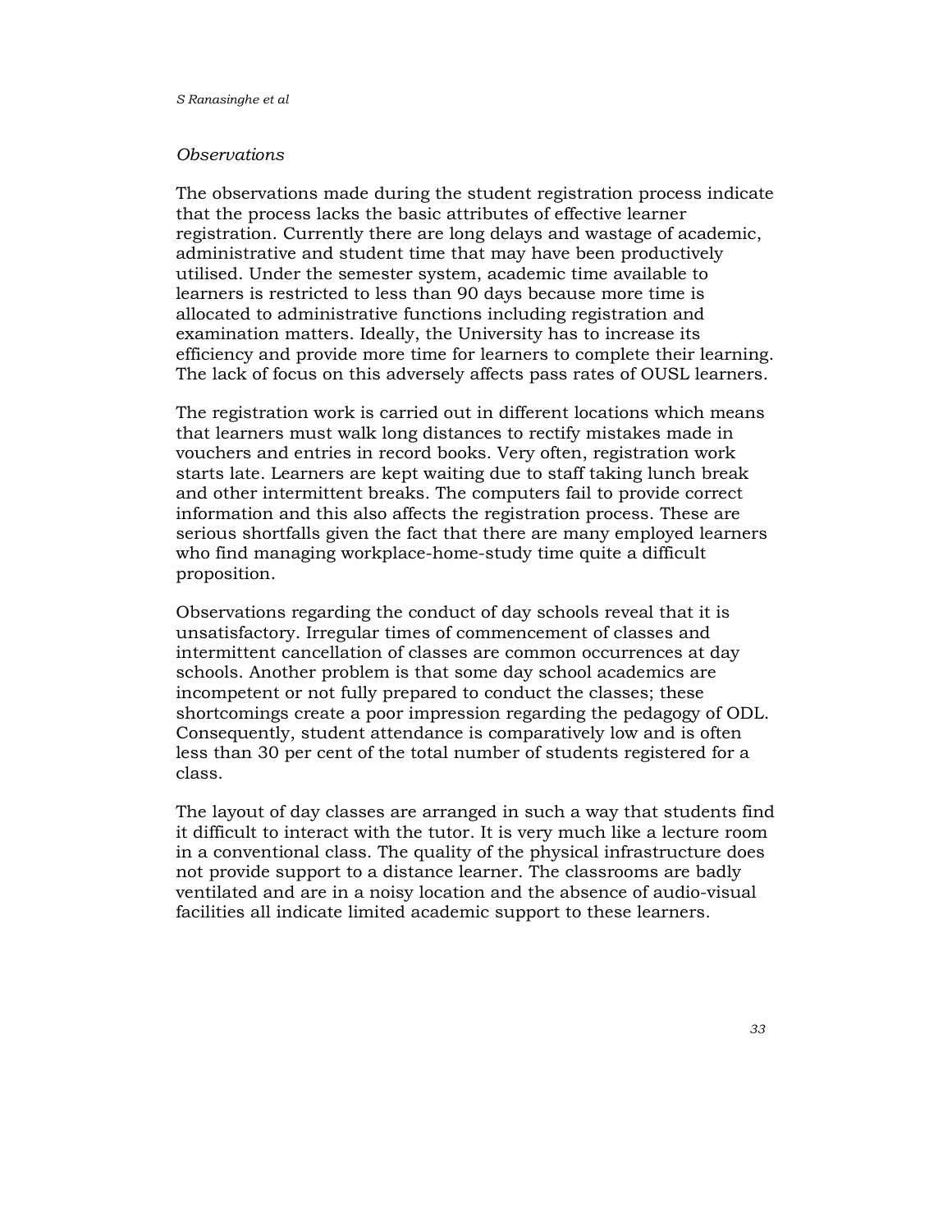*Observations*

The observations made during the student registration process indicate that the process lacks the basic attributes of effective learner registration. Currently there are long delays and wastage of academic, administrative and student time that may have been productively utilised. Under the semester system, academic time available to learners is restricted to less than 90 days because more time is allocated to administrative functions including registration and examination matters. Ideally, the University has to increase its efficiency and provide more time for learners to complete their learning. The lack of focus on this adversely affects pass rates of OUSL learners.

The registration work is carried out in different locations which means that learners must walk long distances to rectify mistakes made in vouchers and entries in record books. Very often, registration work starts late. Learners are kept waiting due to staff taking lunch break and other intermittent breaks. The computers fail to provide correct information and this also affects the registration process. These are serious shortfalls given the fact that there are many employed learners who find managing workplace-home-study time quite a difficult proposition.

Observations regarding the conduct of day schools reveal that it is unsatisfactory. Irregular times of commencement of classes and intermittent cancellation of classes are common occurrences at day schools. Another problem is that some day school academics are incompetent or not fully prepared to conduct the classes; these shortcomings create a poor impression regarding the pedagogy of ODL. Consequently, student attendance is comparatively low and is often less than 30 per cent of the total number of students registered for a class.

The layout of day classes are arranged in such a way that students find it difficult to interact with the tutor. It is very much like a lecture room in a conventional class. The quality of the physical infrastructure does not provide support to a distance learner. The classrooms are badly ventilated and are in a noisy location and the absence of audio-visual facilities all indicate limited academic support to these learners.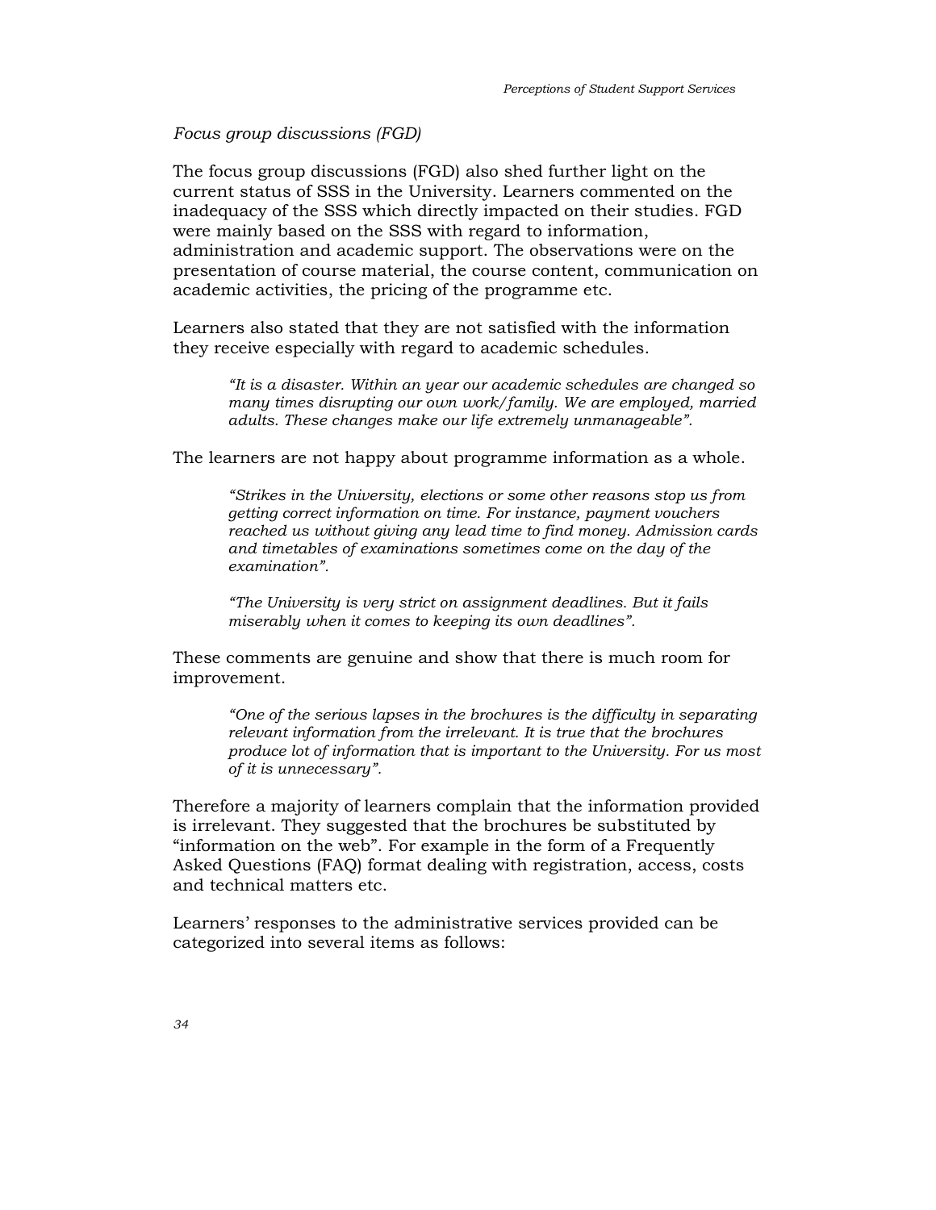*Focus group discussions (FGD)*

The focus group discussions (FGD) also shed further light on the current status of SSS in the University. Learners commented on the inadequacy of the SSS which directly impacted on their studies. FGD were mainly based on the SSS with regard to information, administration and academic support. The observations were on the presentation of course material, the course content, communication on academic activities, the pricing of the programme etc.

Learners also stated that they are not satisfied with the information they receive especially with regard to academic schedules.

> *"It is a disaster. Within an year our academic schedules are changed so many times disrupting our own work/family. We are employed, married adults. These changes make our life extremely unmanageable".*

The learners are not happy about programme information as a whole.

> *"Strikes in the University, elections or some other reasons stop us from getting correct information on time. For instance, payment vouchers reached us without giving any lead time to find money. Admission cards and timetables of examinations sometimes come on the day of the examination".*

> *"The University is very strict on assignment deadlines. But it fails miserably when it comes to keeping its own deadlines".*

These comments are genuine and show that there is much room for improvement.

> *"One of the serious lapses in the brochures is the difficulty in separating relevant information from the irrelevant. It is true that the brochures produce lot of information that is important to the University. For us most of it is unnecessary".*

Therefore a majority of learners complain that the information provided is irrelevant. They suggested that the brochures be substituted by "information on the web". For example in the form of a Frequently Asked Questions (FAQ) format dealing with registration, access, costs and technical matters etc.

Learners' responses to the administrative services provided can be categorized into several items as follows: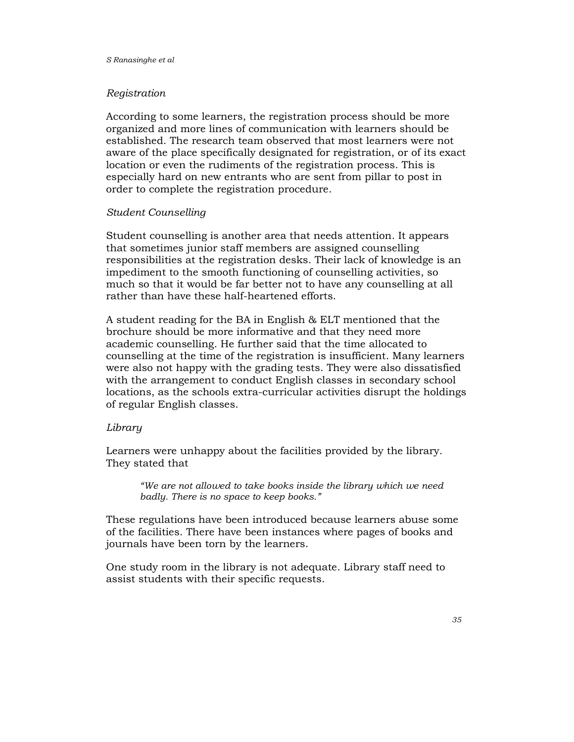*Registration*

According to some learners, the registration process should be more organized and more lines of communication with learners should be established. The research team observed that most learners were not aware of the place specifically designated for registration, or of its exact location or even the rudiments of the registration process. This is especially hard on new entrants who are sent from pillar to post in order to complete the registration procedure.

*Student Counselling*

Student counselling is another area that needs attention. It appears that sometimes junior staff members are assigned counselling responsibilities at the registration desks. Their lack of knowledge is an impediment to the smooth functioning of counselling activities, so much so that it would be far better not to have any counselling at all rather than have these half-heartened efforts.

A student reading for the BA in English & ELT mentioned that the brochure should be more informative and that they need more academic counselling. He further said that the time allocated to counselling at the time of the registration is insufficient. Many learners were also not happy with the grading tests. They were also dissatisfied with the arrangement to conduct English classes in secondary school locations, as the schools extra-curricular activities disrupt the holdings of regular English classes.

*Library*

Learners were unhappy about the facilities provided by the library. They stated that

> *"We are not allowed to take books inside the library which we need badly. There is no space to keep books."*

These regulations have been introduced because learners abuse some of the facilities. There have been instances where pages of books and journals have been torn by the learners.

One study room in the library is not adequate. Library staff need to assist students with their specific requests.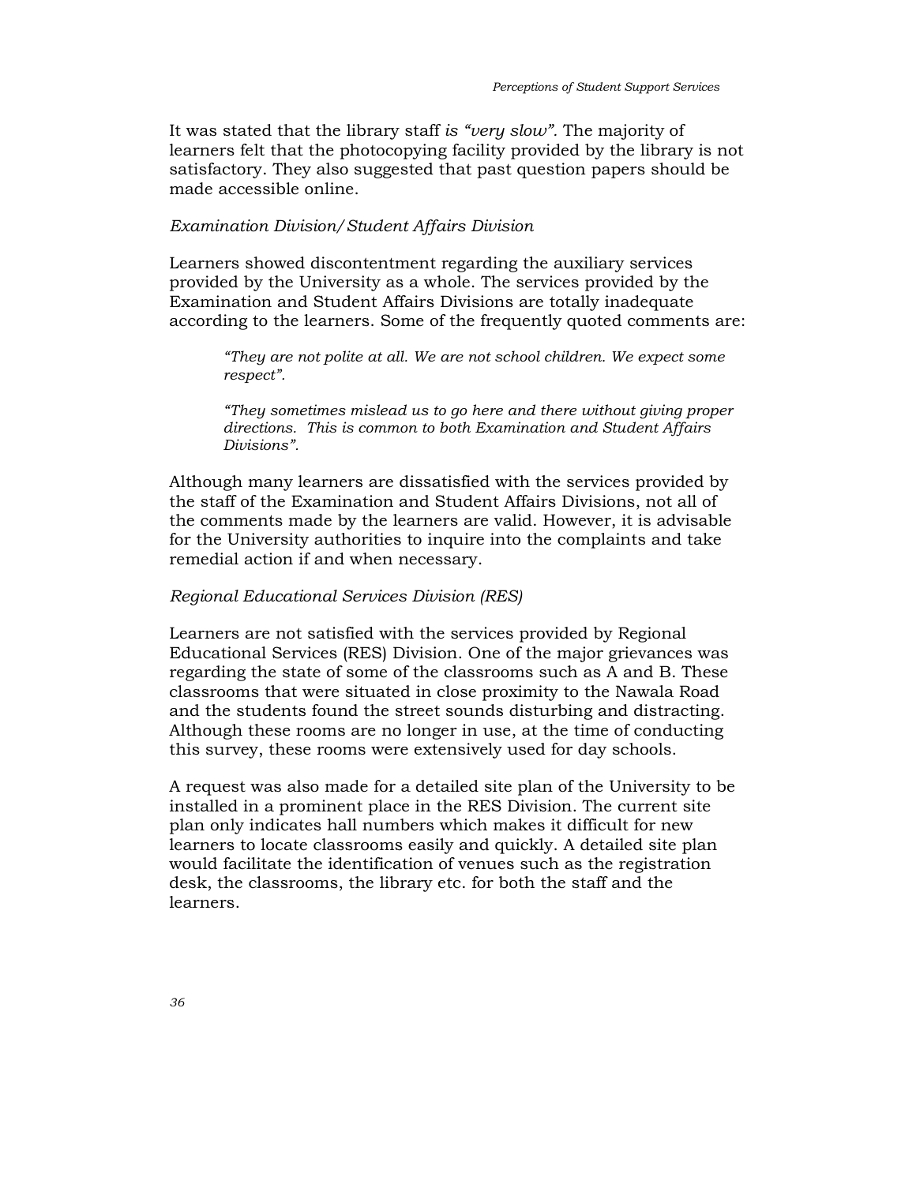It was stated that the library staff *is "very slow"*. The majority of learners felt that the photocopying facility provided by the library is not satisfactory. They also suggested that past question papers should be made accessible online.

*Examination Division/ Student Affairs Division*

Learners showed discontentment regarding the auxiliary services provided by the University as a whole. The services provided by the Examination and Student Affairs Divisions are totally inadequate according to the learners. Some of the frequently quoted comments are:

> *"They are not polite at all. We are not school children. We expect some respect".*
>
> *"They sometimes mislead us to go here and there without giving proper directions. This is common to both Examination and Student Affairs Divisions".*

Although many learners are dissatisfied with the services provided by the staff of the Examination and Student Affairs Divisions, not all of the comments made by the learners are valid. However, it is advisable for the University authorities to inquire into the complaints and take remedial action if and when necessary.

*Regional Educational Services Division (RES)*

Learners are not satisfied with the services provided by Regional Educational Services (RES) Division. One of the major grievances was regarding the state of some of the classrooms such as A and B. These classrooms that were situated in close proximity to the Nawala Road and the students found the street sounds disturbing and distracting. Although these rooms are no longer in use, at the time of conducting this survey, these rooms were extensively used for day schools.

A request was also made for a detailed site plan of the University to be installed in a prominent place in the RES Division. The current site plan only indicates hall numbers which makes it difficult for new learners to locate classrooms easily and quickly. A detailed site plan would facilitate the identification of venues such as the registration desk, the classrooms, the library etc. for both the staff and the learners.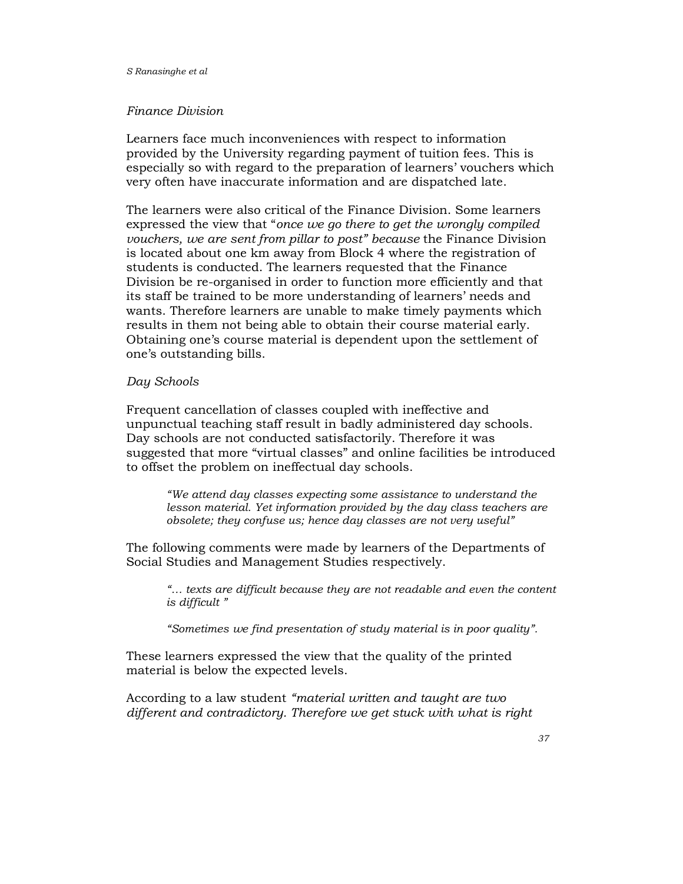*Finance Division*

Learners face much inconveniences with respect to information provided by the University regarding payment of tuition fees. This is especially so with regard to the preparation of learners' vouchers which very often have inaccurate information and are dispatched late.

The learners were also critical of the Finance Division. Some learners expressed the view that "*once we go there to get the wrongly compiled vouchers, we are sent from pillar to post" because* the Finance Division is located about one km away from Block 4 where the registration of students is conducted. The learners requested that the Finance Division be re-organised in order to function more efficiently and that its staff be trained to be more understanding of learners' needs and wants. Therefore learners are unable to make timely payments which results in them not being able to obtain their course material early. Obtaining one's course material is dependent upon the settlement of one's outstanding bills.

*Day Schools*

Frequent cancellation of classes coupled with ineffective and unpunctual teaching staff result in badly administered day schools. Day schools are not conducted satisfactorily. Therefore it was suggested that more "virtual classes" and online facilities be introduced to offset the problem on ineffectual day schools.

> *"We attend day classes expecting some assistance to understand the lesson material. Yet information provided by the day class teachers are obsolete; they confuse us; hence day classes are not very useful"*

The following comments were made by learners of the Departments of Social Studies and Management Studies respectively.

> *"… texts are difficult because they are not readable and even the content is difficult "*

> *"Sometimes we find presentation of study material is in poor quality".*

These learners expressed the view that the quality of the printed material is below the expected levels.

According to a law student *"material written and taught are two different and contradictory. Therefore we get stuck with what is right*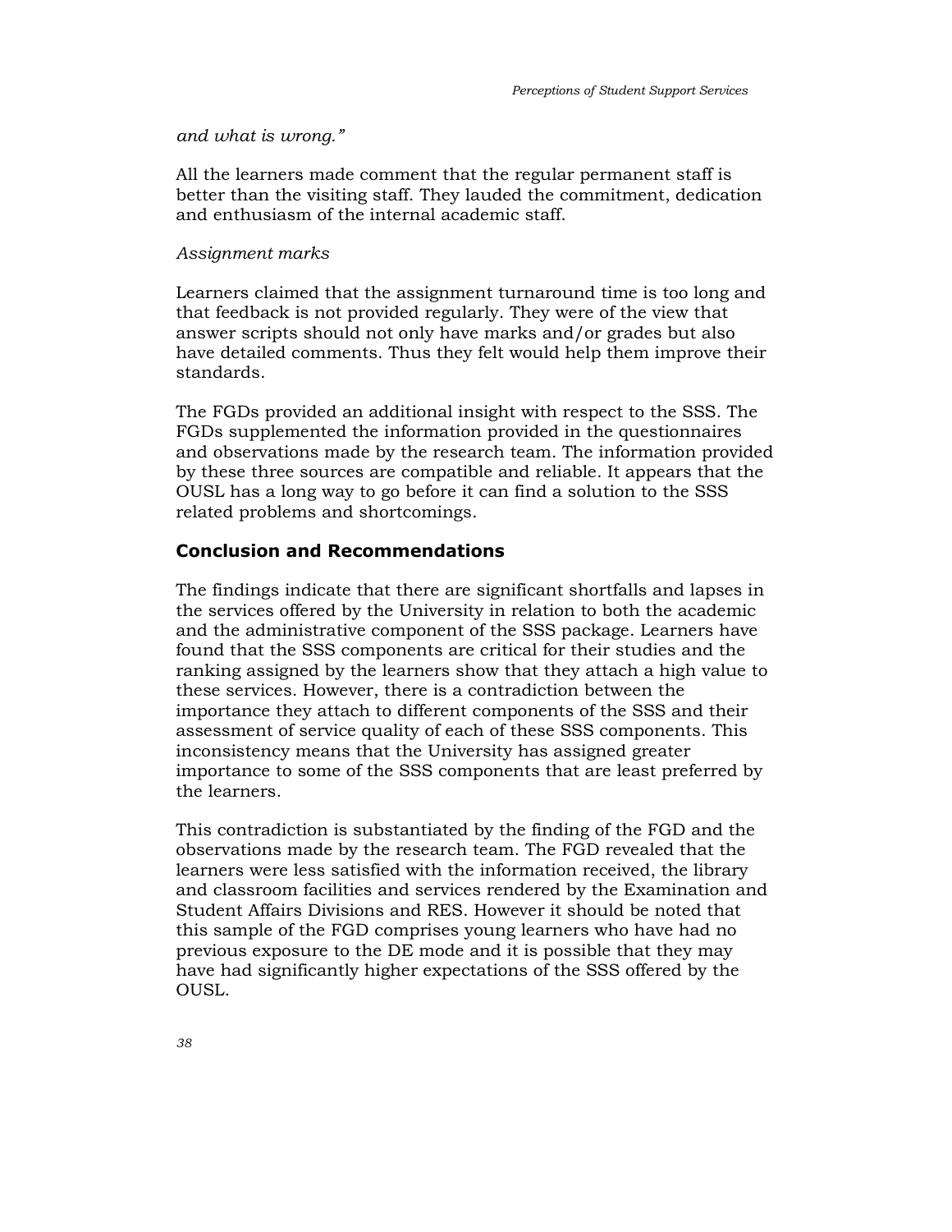*and what is wrong."*

All the learners made comment that the regular permanent staff is better than the visiting staff. They lauded the commitment, dedication and enthusiasm of the internal academic staff.

*Assignment marks*

Learners claimed that the assignment turnaround time is too long and that feedback is not provided regularly. They were of the view that answer scripts should not only have marks and/or grades but also have detailed comments. Thus they felt would help them improve their standards.

The FGDs provided an additional insight with respect to the SSS. The FGDs supplemented the information provided in the questionnaires and observations made by the research team. The information provided by these three sources are compatible and reliable. It appears that the OUSL has a long way to go before it can find a solution to the SSS related problems and shortcomings.

## Conclusion and Recommendations

The findings indicate that there are significant shortfalls and lapses in the services offered by the University in relation to both the academic and the administrative component of the SSS package. Learners have found that the SSS components are critical for their studies and the ranking assigned by the learners show that they attach a high value to these services. However, there is a contradiction between the importance they attach to different components of the SSS and their assessment of service quality of each of these SSS components. This inconsistency means that the University has assigned greater importance to some of the SSS components that are least preferred by the learners.

This contradiction is substantiated by the finding of the FGD and the observations made by the research team. The FGD revealed that the learners were less satisfied with the information received, the library and classroom facilities and services rendered by the Examination and Student Affairs Divisions and RES. However it should be noted that this sample of the FGD comprises young learners who have had no previous exposure to the DE mode and it is possible that they may have had significantly higher expectations of the SSS offered by the OUSL.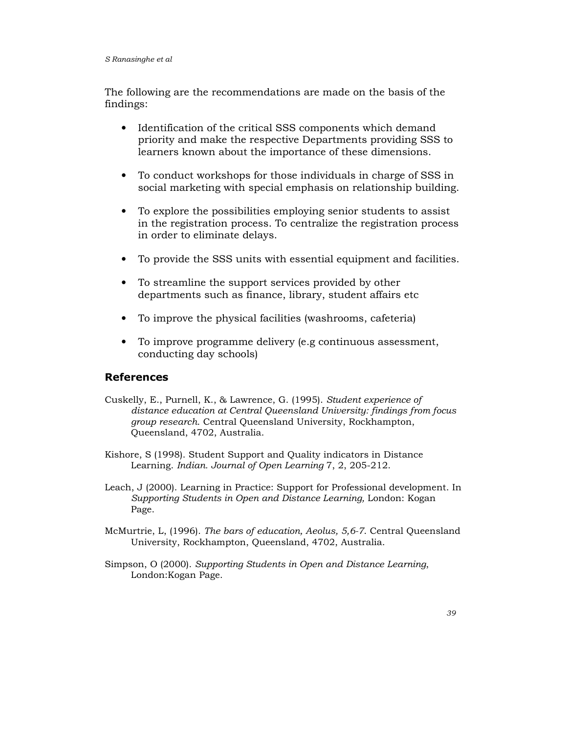The following are the recommendations are made on the basis of the findings:

- Identification of the critical SSS components which demand priority and make the respective Departments providing SSS to learners known about the importance of these dimensions.
- To conduct workshops for those individuals in charge of SSS in social marketing with special emphasis on relationship building.
- To explore the possibilities employing senior students to assist in the registration process. To centralize the registration process in order to eliminate delays.
- To provide the SSS units with essential equipment and facilities.
- To streamline the support services provided by other departments such as finance, library, student affairs etc
- To improve the physical facilities (washrooms, cafeteria)
- To improve programme delivery (e.g continuous assessment, conducting day schools)

## References

Cuskelly, E., Purnell, K., & Lawrence, G. (1995). *Student experience of distance education at Central Queensland University: findings from focus group research.* Central Queensland University, Rockhampton, Queensland, 4702, Australia.

Kishore, S (1998). Student Support and Quality indicators in Distance Learning. *Indian. Journal of Open Learning* 7, 2, 205-212.

Leach, J (2000). Learning in Practice: Support for Professional development. In *Supporting Students in Open and Distance Learning,* London: Kogan Page.

McMurtrie, L, (1996). *The bars of education, Aeolus, 5,6-7.* Central Queensland University, Rockhampton, Queensland, 4702, Australia.

Simpson, O (2000). *Supporting Students in Open and Distance Learning*, London:Kogan Page.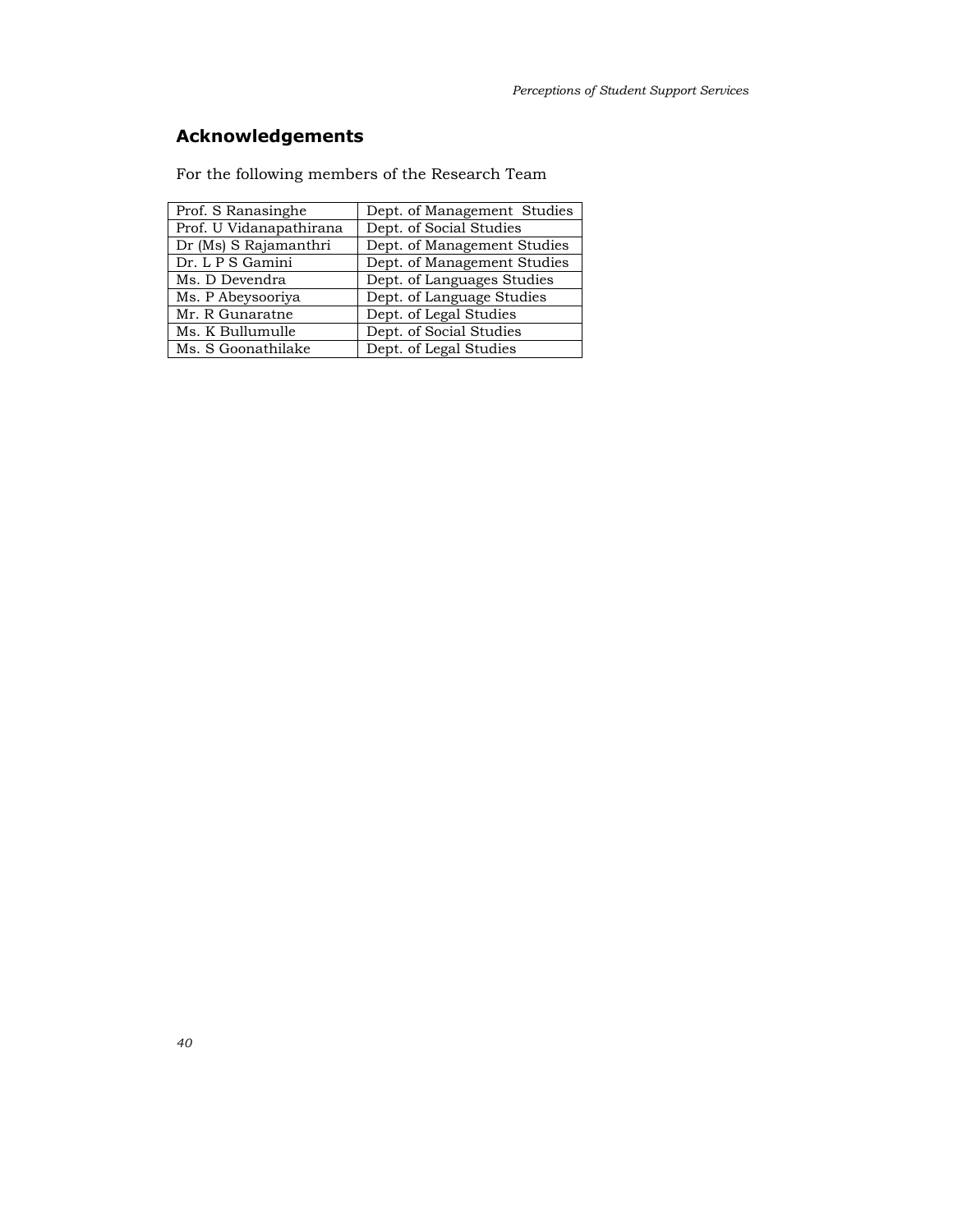## Acknowledgements

For the following members of the Research Team

| | |
|---|---|
| Prof. S Ranasinghe | Dept. of Management Studies |
| Prof. U Vidanapathirana | Dept. of Social Studies |
| Dr (Ms) S Rajamanthri | Dept. of Management Studies |
| Dr. L P S Gamini | Dept. of Management Studies |
| Ms. D Devendra | Dept. of Languages Studies |
| Ms. P Abeysooriya | Dept. of Language Studies |
| Mr. R Gunaratne | Dept. of Legal Studies |
| Ms. K Bullumulle | Dept. of Social Studies |
| Ms. S Goonathilake | Dept. of Legal Studies |